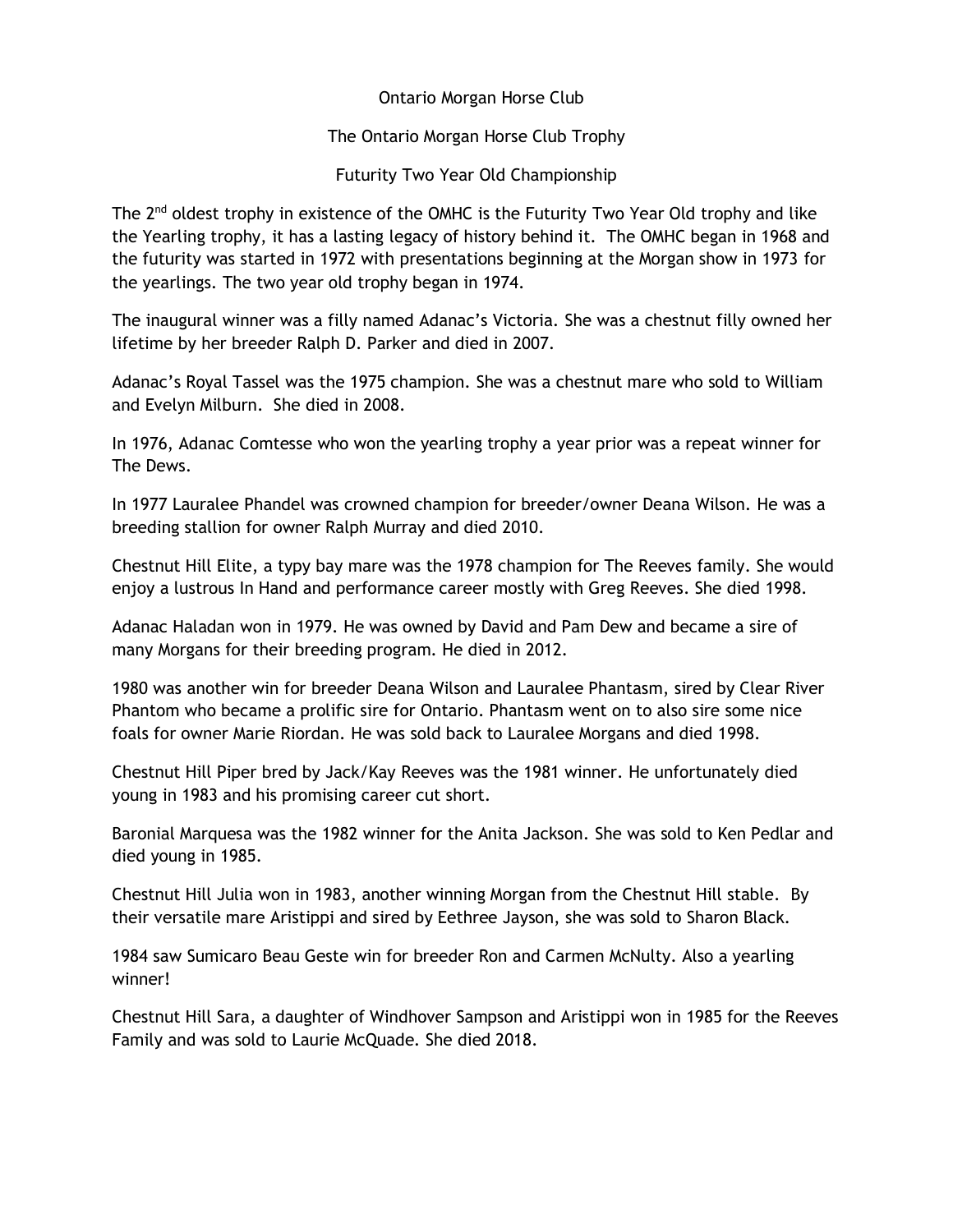# Ontario Morgan Horse Club

## The Ontario Morgan Horse Club Trophy

## Futurity Two Year Old Championship

The 2nd oldest trophy in existence of the OMHC is the Futurity Two Year Old trophy and like the Yearling trophy, it has a lasting legacy of history behind it. The OMHC began in 1968 and the futurity was started in 1972 with presentations beginning at the Morgan show in 1973 for the yearlings. The two year old trophy began in 1974.

The inaugural winner was a filly named Adanac's Victoria. She was a chestnut filly owned her lifetime by her breeder Ralph D. Parker and died in 2007.

Adanac's Royal Tassel was the 1975 champion. She was a chestnut mare who sold to William and Evelyn Milburn. She died in 2008.

In 1976, Adanac Comtesse who won the yearling trophy a year prior was a repeat winner for The Dews.

In 1977 Lauralee Phandel was crowned champion for breeder/owner Deana Wilson. He was a breeding stallion for owner Ralph Murray and died 2010.

Chestnut Hill Elite, a typy bay mare was the 1978 champion for The Reeves family. She would enjoy a lustrous In Hand and performance career mostly with Greg Reeves. She died 1998.

Adanac Haladan won in 1979. He was owned by David and Pam Dew and became a sire of many Morgans for their breeding program. He died in 2012.

1980 was another win for breeder Deana Wilson and Lauralee Phantasm, sired by Clear River Phantom who became a prolific sire for Ontario. Phantasm went on to also sire some nice foals for owner Marie Riordan. He was sold back to Lauralee Morgans and died 1998.

Chestnut Hill Piper bred by Jack/Kay Reeves was the 1981 winner. He unfortunately died young in 1983 and his promising career cut short.

Baronial Marquesa was the 1982 winner for the Anita Jackson. She was sold to Ken Pedlar and died young in 1985.

Chestnut Hill Julia won in 1983, another winning Morgan from the Chestnut Hill stable. By their versatile mare Aristippi and sired by Eethree Jayson, she was sold to Sharon Black.

1984 saw Sumicaro Beau Geste win for breeder Ron and Carmen McNulty. Also a yearling winner!

Chestnut Hill Sara, a daughter of Windhover Sampson and Aristippi won in 1985 for the Reeves Family and was sold to Laurie McQuade. She died 2018.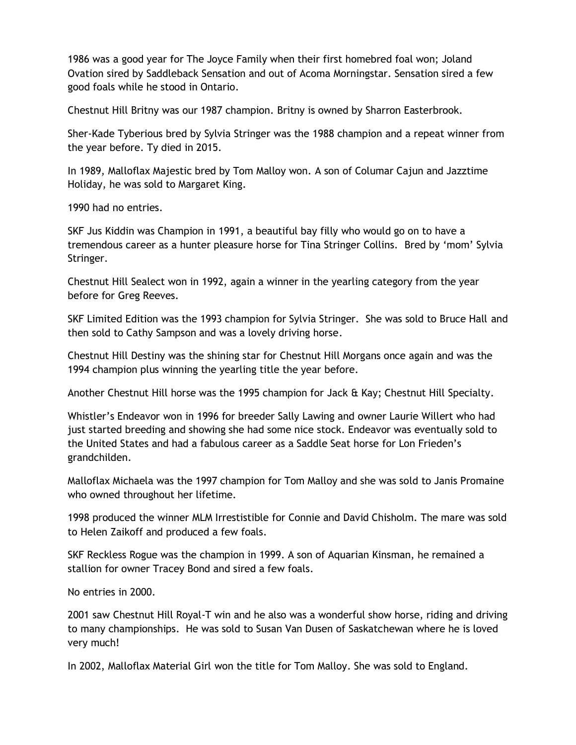1986 was a good year for The Joyce Family when their first homebred foal won; Joland Ovation sired by Saddleback Sensation and out of Acoma Morningstar. Sensation sired a few good foals while he stood in Ontario.

Chestnut Hill Britny was our 1987 champion. Britny is owned by Sharron Easterbrook.

Sher-Kade Tyberious bred by Sylvia Stringer was the 1988 champion and a repeat winner from the year before. Ty died in 2015.

In 1989, Malloflax Majestic bred by Tom Malloy won. A son of Columar Cajun and Jazztime Holiday, he was sold to Margaret King.

1990 had no entries.

SKF Jus Kiddin was Champion in 1991, a beautiful bay filly who would go on to have a tremendous career as a hunter pleasure horse for Tina Stringer Collins. Bred by 'mom' Sylvia Stringer.

Chestnut Hill Sealect won in 1992, again a winner in the yearling category from the year before for Greg Reeves.

SKF Limited Edition was the 1993 champion for Sylvia Stringer. She was sold to Bruce Hall and then sold to Cathy Sampson and was a lovely driving horse.

Chestnut Hill Destiny was the shining star for Chestnut Hill Morgans once again and was the 1994 champion plus winning the yearling title the year before.

Another Chestnut Hill horse was the 1995 champion for Jack & Kay; Chestnut Hill Specialty.

Whistler's Endeavor won in 1996 for breeder Sally Lawing and owner Laurie Willert who had just started breeding and showing she had some nice stock. Endeavor was eventually sold to the United States and had a fabulous career as a Saddle Seat horse for Lon Frieden's grandchilden.

Malloflax Michaela was the 1997 champion for Tom Malloy and she was sold to Janis Promaine who owned throughout her lifetime.

1998 produced the winner MLM Irrestistible for Connie and David Chisholm. The mare was sold to Helen Zaikoff and produced a few foals.

SKF Reckless Rogue was the champion in 1999. A son of Aquarian Kinsman, he remained a stallion for owner Tracey Bond and sired a few foals.

No entries in 2000.

2001 saw Chestnut Hill Royal-T win and he also was a wonderful show horse, riding and driving to many championships. He was sold to Susan Van Dusen of Saskatchewan where he is loved very much!

In 2002, Malloflax Material Girl won the title for Tom Malloy. She was sold to England.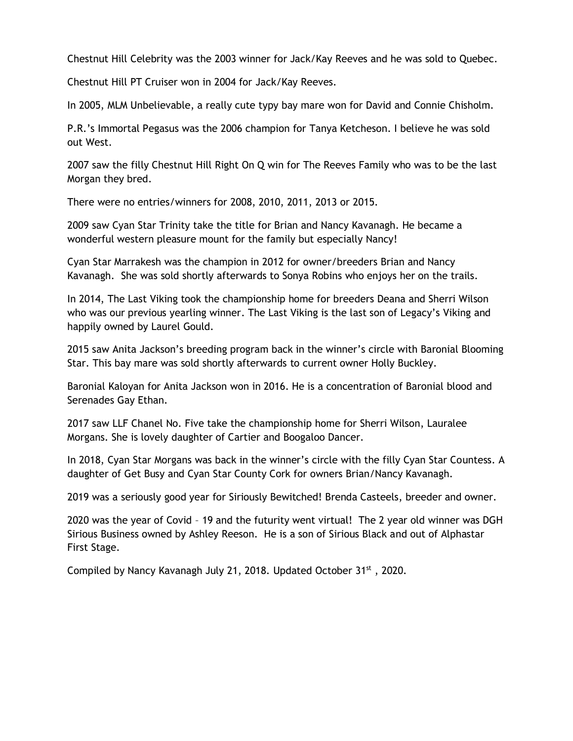Chestnut Hill Celebrity was the 2003 winner for Jack/Kay Reeves and he was sold to Quebec.

Chestnut Hill PT Cruiser won in 2004 for Jack/Kay Reeves.

In 2005, MLM Unbelievable, a really cute typy bay mare won for David and Connie Chisholm.

P.R.'s Immortal Pegasus was the 2006 champion for Tanya Ketcheson. I believe he was sold out West.

2007 saw the filly Chestnut Hill Right On Q win for The Reeves Family who was to be the last Morgan they bred.

There were no entries/winners for 2008, 2010, 2011, 2013 or 2015.

2009 saw Cyan Star Trinity take the title for Brian and Nancy Kavanagh. He became a wonderful western pleasure mount for the family but especially Nancy!

Cyan Star Marrakesh was the champion in 2012 for owner/breeders Brian and Nancy Kavanagh. She was sold shortly afterwards to Sonya Robins who enjoys her on the trails.

In 2014, The Last Viking took the championship home for breeders Deana and Sherri Wilson who was our previous yearling winner. The Last Viking is the last son of Legacy's Viking and happily owned by Laurel Gould.

2015 saw Anita Jackson's breeding program back in the winner's circle with Baronial Blooming Star. This bay mare was sold shortly afterwards to current owner Holly Buckley.

Baronial Kaloyan for Anita Jackson won in 2016. He is a concentration of Baronial blood and Serenades Gay Ethan.

2017 saw LLF Chanel No. Five take the championship home for Sherri Wilson, Lauralee Morgans. She is lovely daughter of Cartier and Boogaloo Dancer.

In 2018, Cyan Star Morgans was back in the winner's circle with the filly Cyan Star Countess. A daughter of Get Busy and Cyan Star County Cork for owners Brian/Nancy Kavanagh.

2019 was a seriously good year for Siriously Bewitched! Brenda Casteels, breeder and owner.

2020 was the year of Covid – 19 and the futurity went virtual! The 2 year old winner was DGH Sirious Business owned by Ashley Reeson. He is a son of Sirious Black and out of Alphastar First Stage.

Compiled by Nancy Kavanagh July 21, 2018. Updated October 31st, 2020.